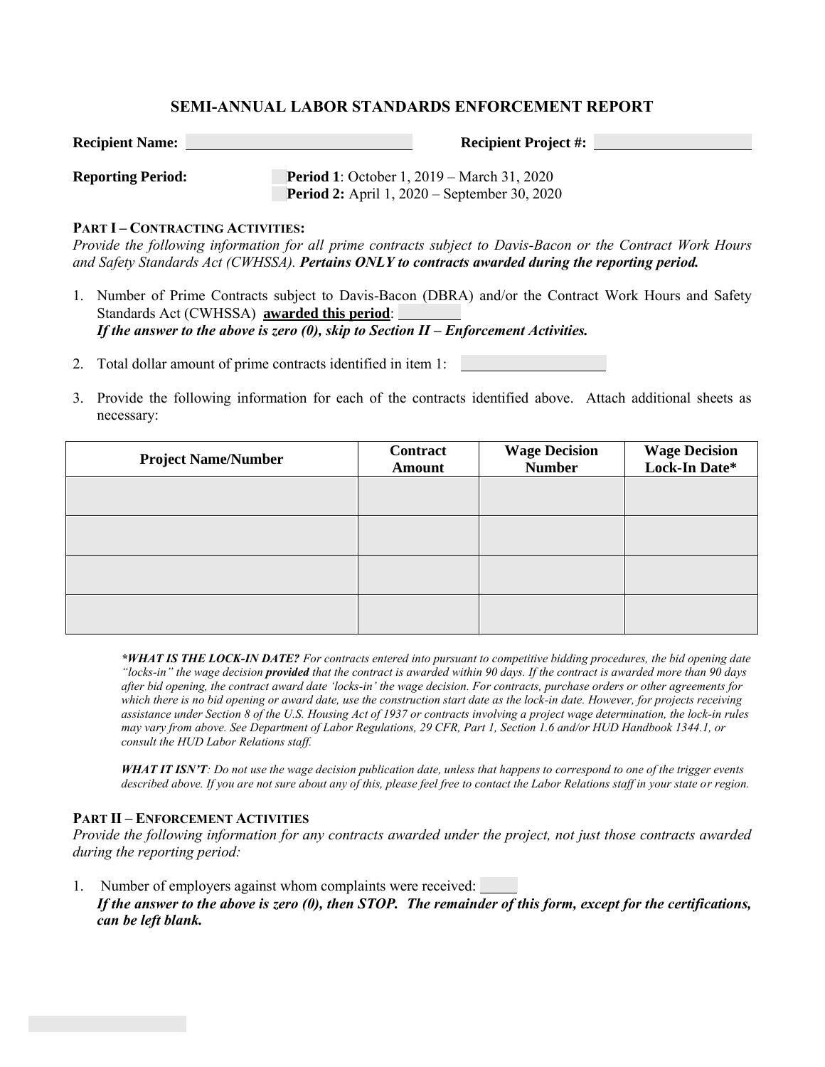# SEMI-ANNUAL LABOR STANDARDS ENFORCEMENT REPORT

**Recipient Name:** \_\_\_\_\_\_\_\_\_\_\_\_\_\_\_\_\_\_\_\_ **Recipient Project #:** \_\_\_\_\_\_\_\_\_\_\_\_\_\_\_\_\_\_\_\_

**Reporting Period:**
- **Period 1**: October 1, 2019 – March 31, 2020
- **Period 2:** April 1, 2020 – September 30, 2020

## PART I – CONTRACTING ACTIVITIES:

*Provide the following information for all prime contracts subject to Davis-Bacon or the Contract Work Hours and Safety Standards Act (CWHSSA). **Pertains ONLY to contracts awarded during the reporting period.***

1. Number of Prime Contracts subject to Davis-Bacon (DBRA) and/or the Contract Work Hours and Safety Standards Act (CWHSSA) **awarded this period**: \_\_\_\_\_\_\_\_
   ***If the answer to the above is zero (0), skip to Section II – Enforcement Activities.***

2. Total dollar amount of prime contracts identified in item 1: \_\_\_\_\_\_\_\_\_\_\_\_\_\_\_\_\_\_\_\_

3. Provide the following information for each of the contracts identified above. Attach additional sheets as necessary:

| Project Name/Number | Contract Amount | Wage Decision Number | Wage Decision Lock-In Date* |
|---|---|---|---|
| | | | |
| | | | |
| | | | |
| | | | |

****WHAT IS THE LOCK-IN DATE?*** *For contracts entered into pursuant to competitive bidding procedures, the bid opening date "locks-in" the wage decision **provided** that the contract is awarded within 90 days. If the contract is awarded more than 90 days after bid opening, the contract award date 'locks-in' the wage decision. For contracts, purchase orders or other agreements for which there is no bid opening or award date, use the construction start date as the lock-in date. However, for projects receiving assistance under Section 8 of the U.S. Housing Act of 1937 or contracts involving a project wage determination, the lock-in rules may vary from above. See Department of Labor Regulations, 29 CFR, Part 1, Section 1.6 and/or HUD Handbook 1344.1, or consult the HUD Labor Relations staff.*

***WHAT IT ISN'T****: Do not use the wage decision publication date, unless that happens to correspond to one of the trigger events described above. If you are not sure about any of this, please feel free to contact the Labor Relations staff in your state or region.*

## PART II – ENFORCEMENT ACTIVITIES

*Provide the following information for any contracts awarded under the project, not just those contracts awarded during the reporting period:*

1. Number of employers against whom complaints were received: \_\_\_\_\_
   ***If the answer to the above is zero (0), then STOP. The remainder of this form, except for the certifications, can be left blank.***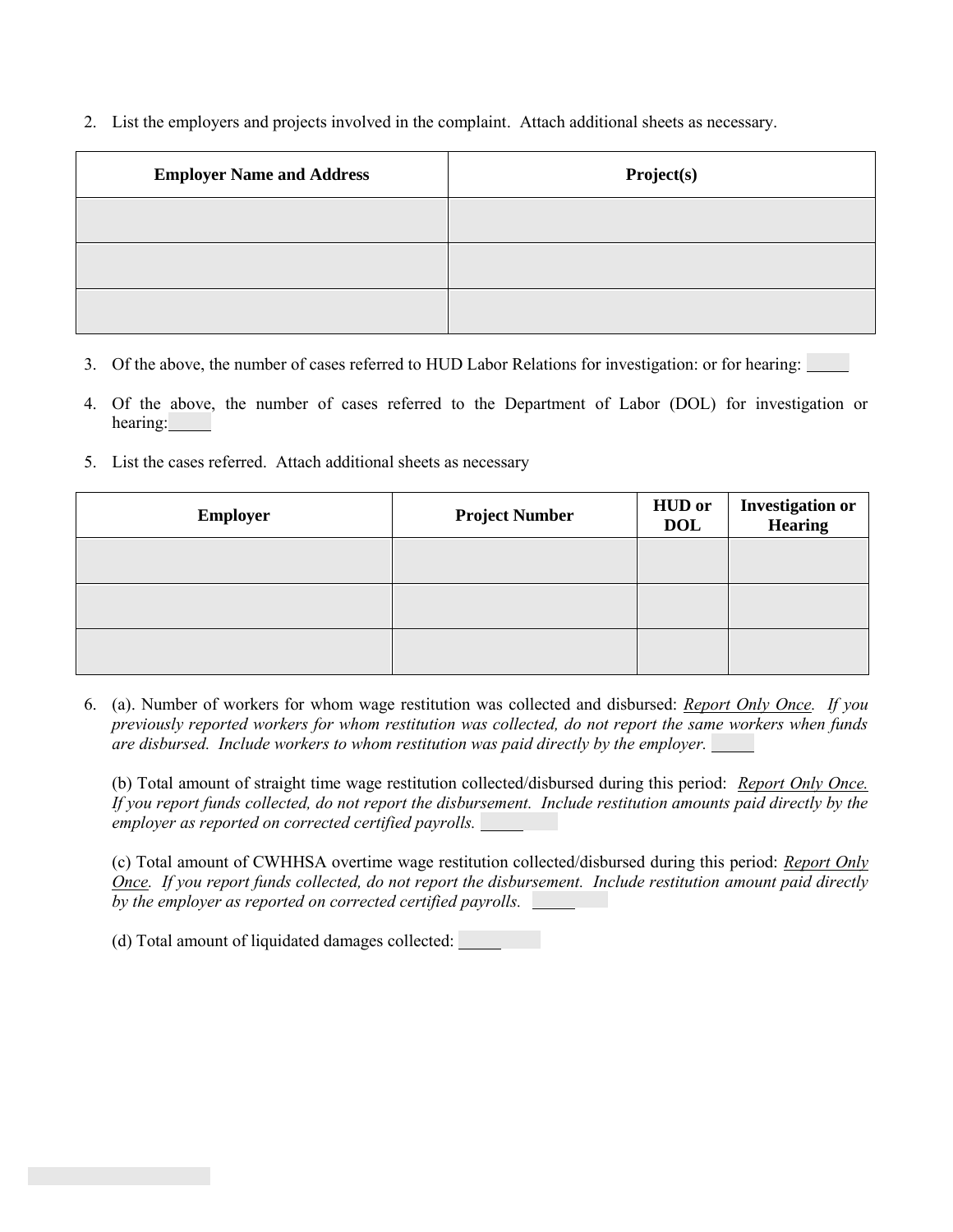2. List the employers and projects involved in the complaint. Attach additional sheets as necessary.

| Employer Name and Address | Project(s) |
|---|---|
| | |
| | |
| | |

3. Of the above, the number of cases referred to HUD Labor Relations for investigation: or for hearing: _____

4. Of the above, the number of cases referred to the Department of Labor (DOL) for investigation or hearing: _____

5. List the cases referred. Attach additional sheets as necessary

| Employer | Project Number | HUD or DOL | Investigation or Hearing |
|---|---|---|---|
| | | | |
| | | | |
| | | | |

6. (a). Number of workers for whom wage restitution was collected and disbursed: *<u>Report Only Once</u>. If you previously reported workers for whom restitution was collected, do not report the same workers when funds are disbursed. Include workers to whom restitution was paid directly by the employer.* _____

   (b) Total amount of straight time wage restitution collected/disbursed during this period: *<u>Report Only Once.</u> If you report funds collected, do not report the disbursement. Include restitution amounts paid directly by the employer as reported on corrected certified payrolls.* _____

   (c) Total amount of CWHHSA overtime wage restitution collected/disbursed during this period: *<u>Report Only Once</u>. If you report funds collected, do not report the disbursement. Include restitution amount paid directly by the employer as reported on corrected certified payrolls.* _____

   (d) Total amount of liquidated damages collected: _____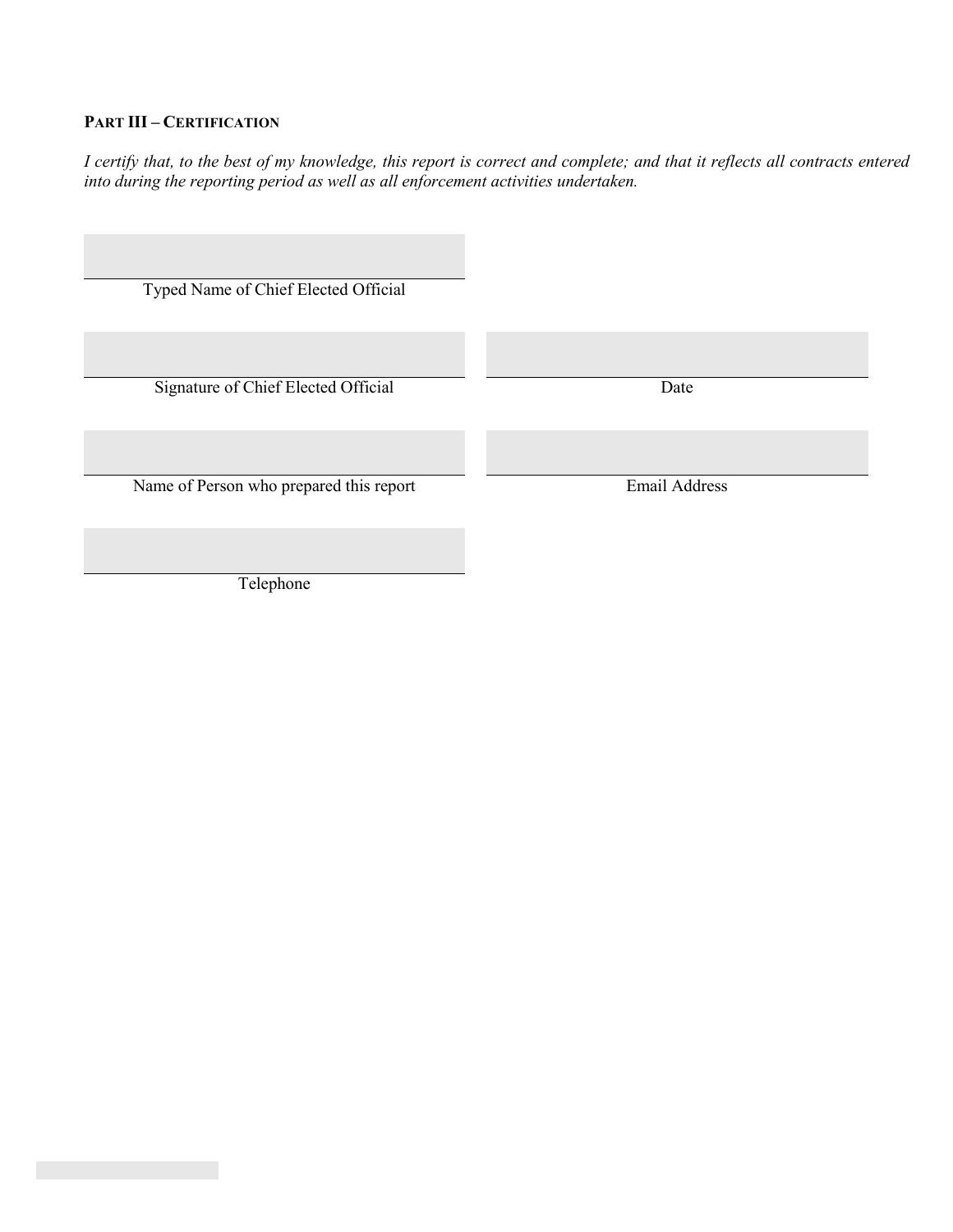**PART III – CERTIFICATION**

*I certify that, to the best of my knowledge, this report is correct and complete; and that it reflects all contracts entered into during the reporting period as well as all enforcement activities undertaken.*

| | |
|---|---|
| Typed Name of Chief Elected Official | |
| Signature of Chief Elected Official | Date |
| Name of Person who prepared this report | Email Address |
| Telephone | |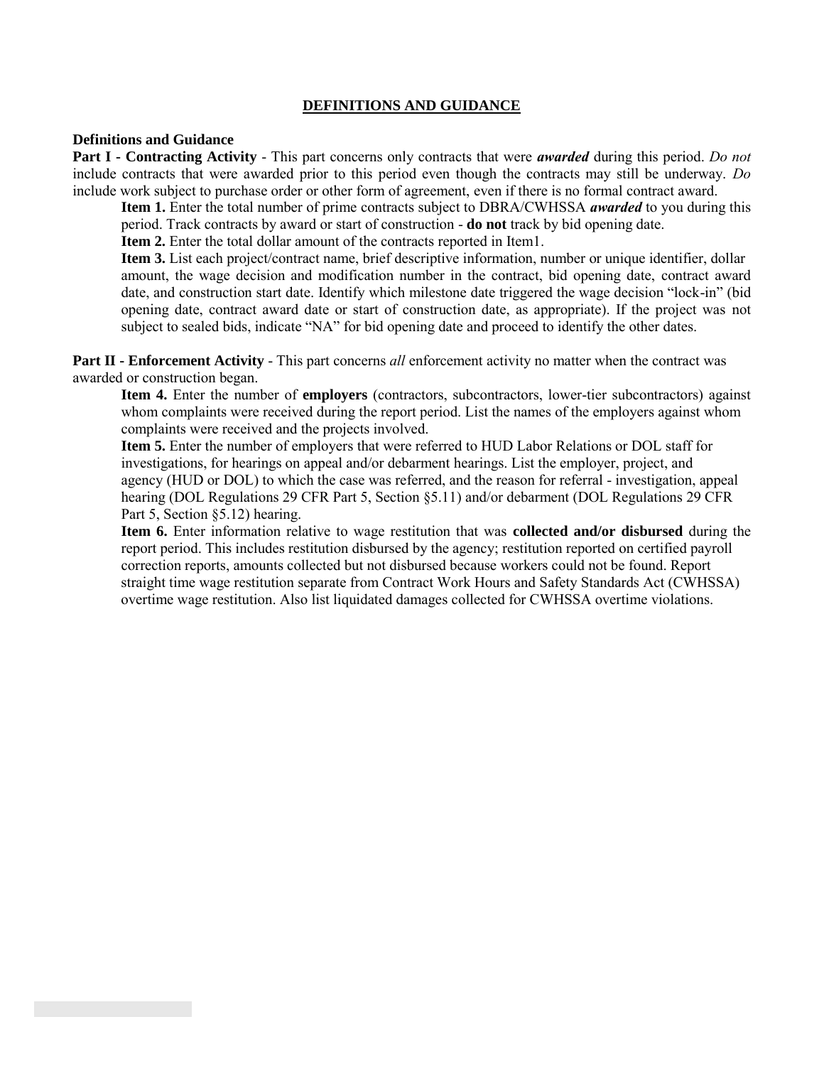## DEFINITIONS AND GUIDANCE

**Definitions and Guidance**

**Part I - Contracting Activity** - This part concerns only contracts that were ***awarded*** during this period. *Do not* include contracts that were awarded prior to this period even though the contracts may still be underway. *Do* include work subject to purchase order or other form of agreement, even if there is no formal contract award.

**Item 1.** Enter the total number of prime contracts subject to DBRA/CWHSSA ***awarded*** to you during this period. Track contracts by award or start of construction - **do not** track by bid opening date.

**Item 2.** Enter the total dollar amount of the contracts reported in Item1.

**Item 3.** List each project/contract name, brief descriptive information, number or unique identifier, dollar amount, the wage decision and modification number in the contract, bid opening date, contract award date, and construction start date. Identify which milestone date triggered the wage decision "lock-in" (bid opening date, contract award date or start of construction date, as appropriate). If the project was not subject to sealed bids, indicate "NA" for bid opening date and proceed to identify the other dates.

**Part II - Enforcement Activity** - This part concerns *all* enforcement activity no matter when the contract was awarded or construction began.

**Item 4.** Enter the number of **employers** (contractors, subcontractors, lower-tier subcontractors) against whom complaints were received during the report period. List the names of the employers against whom complaints were received and the projects involved.

**Item 5.** Enter the number of employers that were referred to HUD Labor Relations or DOL staff for investigations, for hearings on appeal and/or debarment hearings. List the employer, project, and agency (HUD or DOL) to which the case was referred, and the reason for referral - investigation, appeal hearing (DOL Regulations 29 CFR Part 5, Section §5.11) and/or debarment (DOL Regulations 29 CFR Part 5, Section §5.12) hearing.

**Item 6.** Enter information relative to wage restitution that was **collected and/or disbursed** during the report period. This includes restitution disbursed by the agency; restitution reported on certified payroll correction reports, amounts collected but not disbursed because workers could not be found. Report straight time wage restitution separate from Contract Work Hours and Safety Standards Act (CWHSSA) overtime wage restitution. Also list liquidated damages collected for CWHSSA overtime violations.